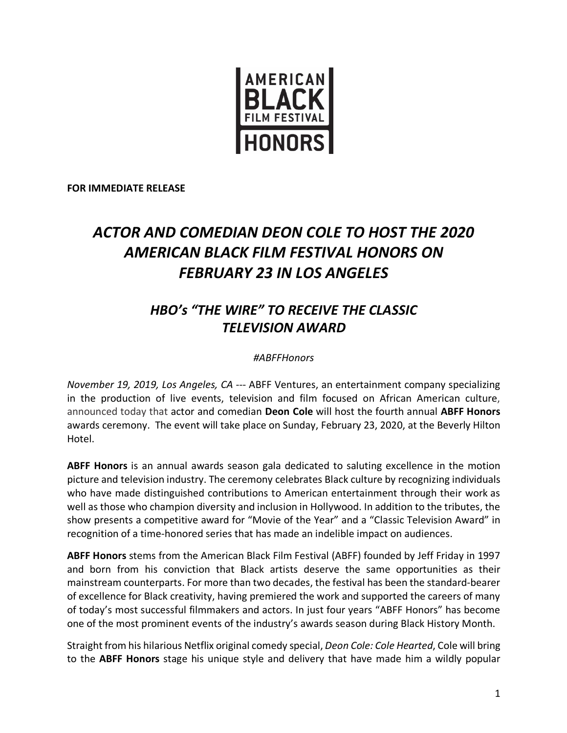AMERICAN BLACK FILM FESTIVAL HONORS

**FOR IMMEDIATE RELEASE**

# *ACTOR AND COMEDIAN DEON COLE TO HOST THE 2020 AMERICAN BLACK FILM FESTIVAL HONORS ON FEBRUARY 23 IN LOS ANGELES*

## *HBO's "THE WIRE" TO RECEIVE THE CLASSIC TELEVISION AWARD*

*#ABFFHonors*

*November 19, 2019, Los Angeles, CA* --- ABFF Ventures, an entertainment company specializing in the production of live events, television and film focused on African American culture, announced today that actor and comedian **Deon Cole** will host the fourth annual **ABFF Honors** awards ceremony. The event will take place on Sunday, February 23, 2020, at the Beverly Hilton Hotel.

**ABFF Honors** is an annual awards season gala dedicated to saluting excellence in the motion picture and television industry. The ceremony celebrates Black culture by recognizing individuals who have made distinguished contributions to American entertainment through their work as well as those who champion diversity and inclusion in Hollywood. In addition to the tributes, the show presents a competitive award for "Movie of the Year" and a "Classic Television Award" in recognition of a time-honored series that has made an indelible impact on audiences.

**ABFF Honors** stems from the American Black Film Festival (ABFF) founded by Jeff Friday in 1997 and born from his conviction that Black artists deserve the same opportunities as their mainstream counterparts. For more than two decades, the festival has been the standard-bearer of excellence for Black creativity, having premiered the work and supported the careers of many of today's most successful filmmakers and actors. In just four years "ABFF Honors" has become one of the most prominent events of the industry's awards season during Black History Month.

Straight from his hilarious Netflix original comedy special, *Deon Cole: Cole Hearted*, Cole will bring to the **ABFF Honors** stage his unique style and delivery that have made him a wildly popular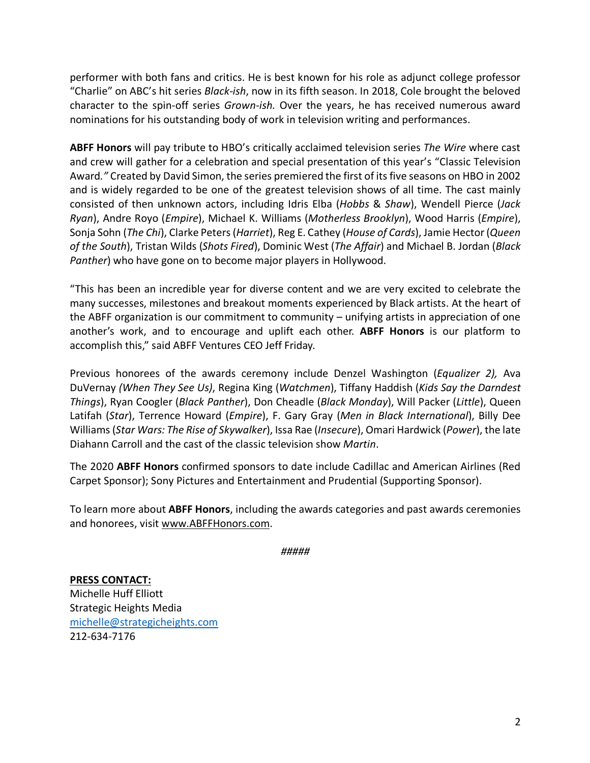performer with both fans and critics. He is best known for his role as adjunct college professor "Charlie" on ABC's hit series *Black-ish*, now in its fifth season. In 2018, Cole brought the beloved character to the spin-off series *Grown-ish.* Over the years, he has received numerous award nominations for his outstanding body of work in television writing and performances.

**ABFF Honors** will pay tribute to HBO's critically acclaimed television series *The Wire* where cast and crew will gather for a celebration and special presentation of this year's "Classic Television Award*."* Created by David Simon, the series premiered the first of its five seasons on HBO in 2002 and is widely regarded to be one of the greatest television shows of all time. The cast mainly consisted of then unknown actors, including Idris Elba (*Hobbs* & *Shaw*), Wendell Pierce (*Jack Ryan*), Andre Royo (*Empire*), Michael K. Williams (*Motherless Brooklyn*), Wood Harris (*Empire*), Sonja Sohn (*The Chi*), Clarke Peters (*Harriet*), Reg E. Cathey (*House of Cards*), Jamie Hector (*Queen of the South*), Tristan Wilds (*Shots Fired*), Dominic West (*The Affair*) and Michael B. Jordan (*Black Panther*) who have gone on to become major players in Hollywood.

"This has been an incredible year for diverse content and we are very excited to celebrate the many successes, milestones and breakout moments experienced by Black artists. At the heart of the ABFF organization is our commitment to community – unifying artists in appreciation of one another's work, and to encourage and uplift each other. **ABFF Honors** is our platform to accomplish this," said ABFF Ventures CEO Jeff Friday.

Previous honorees of the awards ceremony include Denzel Washington (*Equalizer 2),* Ava DuVernay *(When They See Us)*, Regina King (*Watchmen*), Tiffany Haddish (*Kids Say the Darndest Things*), Ryan Coogler (*Black Panther*), Don Cheadle (*Black Monday*), Will Packer (*Little*), Queen Latifah (*Star*), Terrence Howard (*Empire*), F. Gary Gray (*Men in Black International*), Billy Dee Williams (*Star Wars: The Rise of Skywalker*), Issa Rae (*Insecure*), Omari Hardwick (*Power*), the late Diahann Carroll and the cast of the classic television show *Martin*.

The 2020 **ABFF Honors** confirmed sponsors to date include Cadillac and American Airlines (Red Carpet Sponsor); Sony Pictures and Entertainment and Prudential (Supporting Sponsor).

To learn more about **ABFF Honors**, including the awards categories and past awards ceremonies and honorees, visit www.ABFFHonors.com.

#####

**PRESS CONTACT:**
Michelle Huff Elliott
Strategic Heights Media
michelle@strategicheights.com
212-634-7176